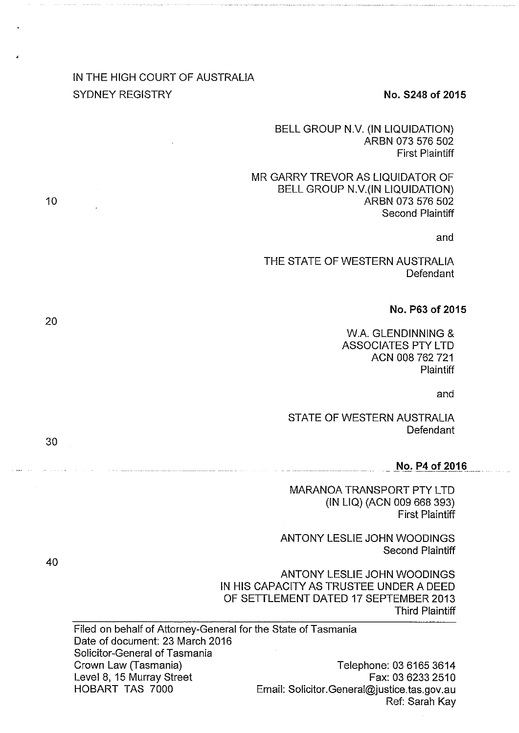IN THE HIGH COURT OF AUSTRALIA
SYDNEY REGISTRY

**No. S248 of 2015**

BELL GROUP N.V. (IN LIQUIDATION)
ARBN 073 576 502
First Plaintiff

MR GARRY TREVOR AS LIQUIDATOR OF
BELL GROUP N.V.(IN LIQUIDATION)
ARBN 073 576 502
Second Plaintiff

and

THE STATE OF WESTERN AUSTRALIA
Defendant

**No. P63 of 2015**

W.A. GLENDINNING &
ASSOCIATES PTY LTD
ACN 008 762 721
Plaintiff

and

STATE OF WESTERN AUSTRALIA
Defendant

**No. P4 of 2016**

MARANOA TRANSPORT PTY LTD
(IN LIQ) (ACN 009 668 393)
First Plaintiff

ANTONY LESLIE JOHN WOODINGS
Second Plaintiff

ANTONY LESLIE JOHN WOODINGS
IN HIS CAPACITY AS TRUSTEE UNDER A DEED
OF SETTLEMENT DATED 17 SEPTEMBER 2013
Third Plaintiff

---

Filed on behalf of Attorney-General for the State of Tasmania
Date of document: 23 March 2016
Solicitor-General of Tasmania
Crown Law (Tasmania)
Level 8, 15 Murray Street
HOBART TAS 7000

Telephone: 03 6165 3614
Fax: 03 6233 2510
Email: Solicitor.General@justice.tas.gov.au
Ref: Sarah Kay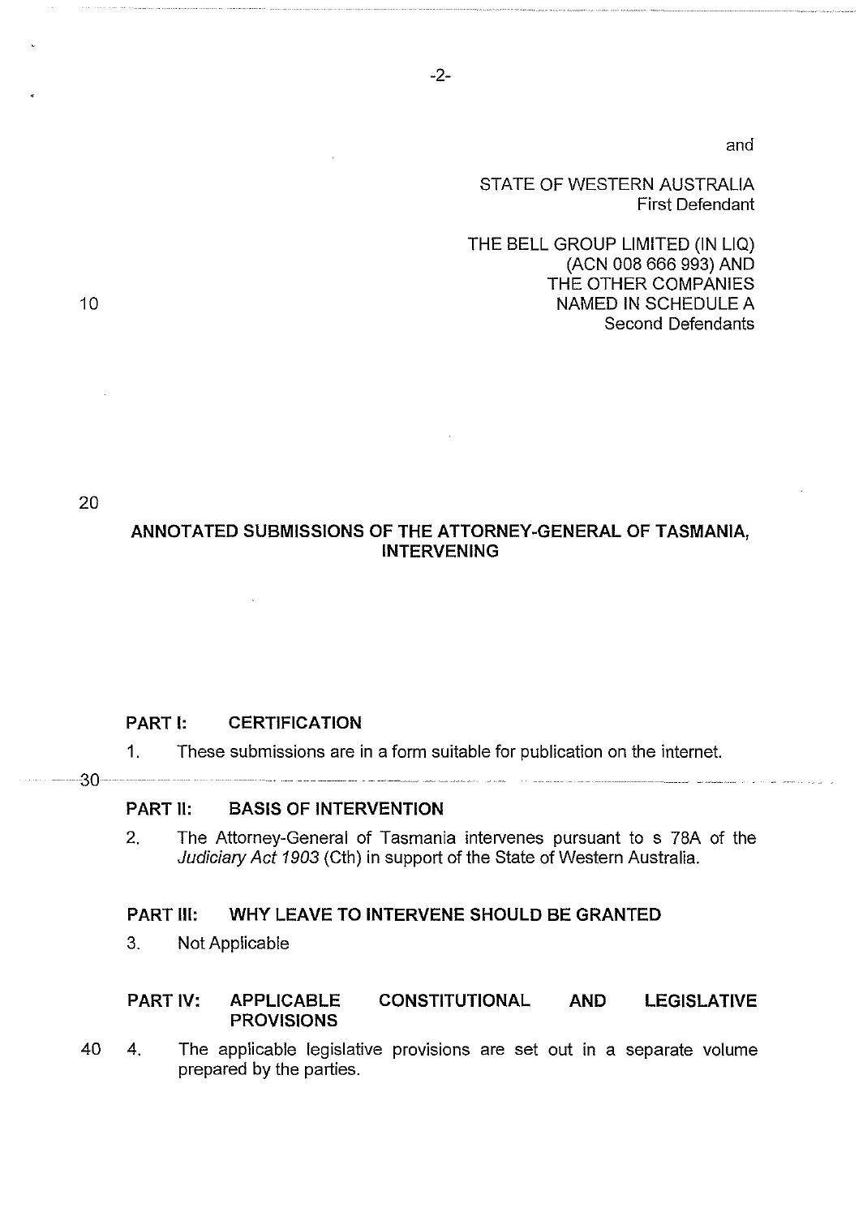and

STATE OF WESTERN AUSTRALIA
First Defendant

THE BELL GROUP LIMITED (IN LIQ)
(ACN 008 666 993) AND
THE OTHER COMPANIES
NAMED IN SCHEDULE A
Second Defendants

## ANNOTATED SUBMISSIONS OF THE ATTORNEY-GENERAL OF TASMANIA, INTERVENING

### PART I: CERTIFICATION

1. These submissions are in a form suitable for publication on the internet.

### PART II: BASIS OF INTERVENTION

2. The Attorney-General of Tasmania intervenes pursuant to s 78A of the *Judiciary Act 1903* (Cth) in support of the State of Western Australia.

### PART III: WHY LEAVE TO INTERVENE SHOULD BE GRANTED

3. Not Applicable

### PART IV: APPLICABLE CONSTITUTIONAL AND LEGISLATIVE PROVISIONS

4. The applicable legislative provisions are set out in a separate volume prepared by the parties.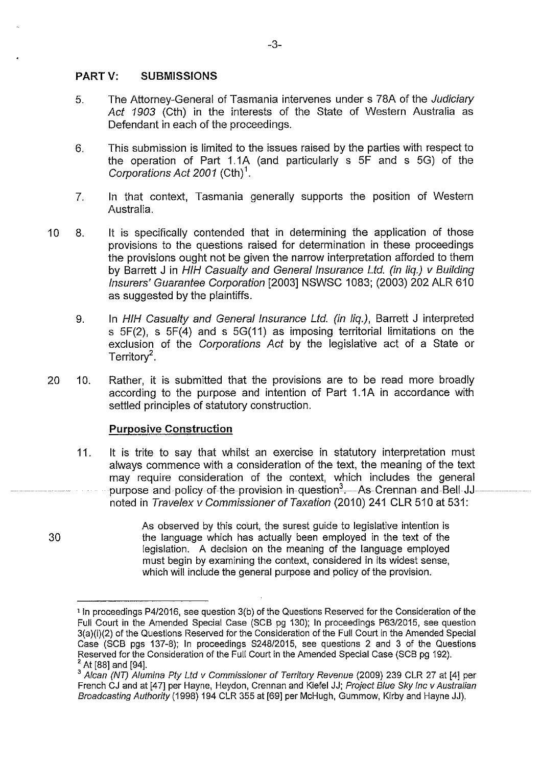## PART V: SUBMISSIONS

5. The Attorney-General of Tasmania intervenes under s 78A of the *Judiciary Act 1903* (Cth) in the interests of the State of Western Australia as Defendant in each of the proceedings.

6. This submission is limited to the issues raised by the parties with respect to the operation of Part 1.1A (and particularly s 5F and s 5G) of the *Corporations Act 2001* (Cth)[1].

7. In that context, Tasmania generally supports the position of Western Australia.

8. It is specifically contended that in determining the application of those provisions to the questions raised for determination in these proceedings the provisions ought not be given the narrow interpretation afforded to them by Barrett J in *HIH Casualty and General Insurance Ltd. (in liq.) v Building Insurers' Guarantee Corporation* [2003] NSWSC 1083; (2003) 202 ALR 610 as suggested by the plaintiffs.

9. In *HIH Casualty and General Insurance Ltd. (in liq.)*, Barrett J interpreted s 5F(2), s 5F(4) and s 5G(11) as imposing territorial limitations on the exclusion of the *Corporations Act* by the legislative act of a State or Territory[2].

10. Rather, it is submitted that the provisions are to be read more broadly according to the purpose and intention of Part 1.1A in accordance with settled principles of statutory construction.

### Purposive Construction

11. It is trite to say that whilst an exercise in statutory interpretation must always commence with a consideration of the text, the meaning of the text may require consideration of the context, which includes the general purpose and policy of the provision in question[3]. As Crennan and Bell JJ noted in *Travelex v Commissioner of Taxation* (2010) 241 CLR 510 at 531:

> As observed by this court, the surest guide to legislative intention is the language which has actually been employed in the text of the legislation. A decision on the meaning of the language employed must begin by examining the context, considered in its widest sense, which will include the general purpose and policy of the provision.

---

[1] In proceedings P4/2016, see question 3(b) of the Questions Reserved for the Consideration of the Full Court in the Amended Special Case (SCB pg 130); In proceedings P63/2015, see question 3(a)(i)(2) of the Questions Reserved for the Consideration of the Full Court in the Amended Special Case (SCB pgs 137-8); In proceedings S248/2015, see questions 2 and 3 of the Questions Reserved for the Consideration of the Full Court in the Amended Special Case (SCB pg 192).

[2] At [88] and [94].

[3] *Alcan (NT) Alumina Pty Ltd v Commissioner of Territory Revenue* (2009) 239 CLR 27 at [4] per French CJ and at [47] per Hayne, Heydon, Crennan and Kiefel JJ; *Project Blue Sky Inc v Australian Broadcasting Authority* (1998) 194 CLR 355 at [69] per McHugh, Gummow, Kirby and Hayne JJ).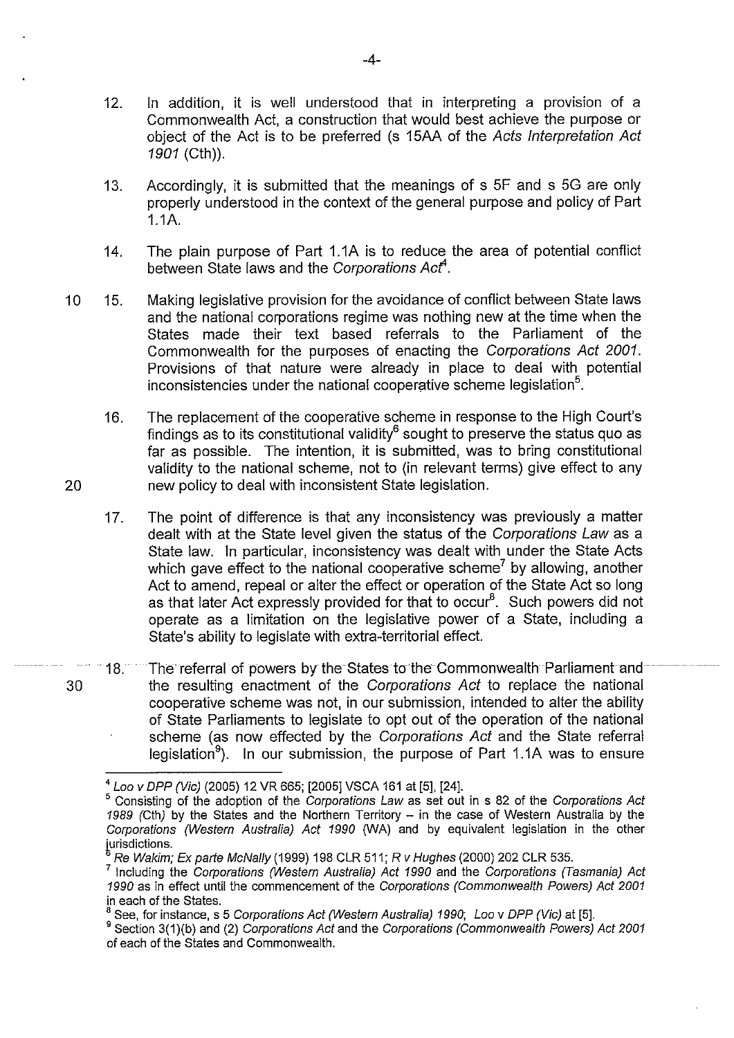12. In addition, it is well understood that in interpreting a provision of a Commonwealth Act, a construction that would best achieve the purpose or object of the Act is to be preferred (s 15AA of the *Acts Interpretation Act 1901* (Cth)).

13. Accordingly, it is submitted that the meanings of s 5F and s 5G are only properly understood in the context of the general purpose and policy of Part 1.1A.

14. The plain purpose of Part 1.1A is to reduce the area of potential conflict between State laws and the *Corporations Act*[4].

15. Making legislative provision for the avoidance of conflict between State laws and the national corporations regime was nothing new at the time when the States made their text based referrals to the Parliament of the Commonwealth for the purposes of enacting the *Corporations Act 2001*. Provisions of that nature were already in place to deal with potential inconsistencies under the national cooperative scheme legislation[5].

16. The replacement of the cooperative scheme in response to the High Court's findings as to its constitutional validity[6] sought to preserve the status quo as far as possible. The intention, it is submitted, was to bring constitutional validity to the national scheme, not to (in relevant terms) give effect to any new policy to deal with inconsistent State legislation.

17. The point of difference is that any inconsistency was previously a matter dealt with at the State level given the status of the *Corporations Law* as a State law. In particular, inconsistency was dealt with under the State Acts which gave effect to the national cooperative scheme[7] by allowing, another Act to amend, repeal or alter the effect or operation of the State Act so long as that later Act expressly provided for that to occur[8]. Such powers did not operate as a limitation on the legislative power of a State, including a State's ability to legislate with extra-territorial effect.

18. The referral of powers by the States to the Commonwealth Parliament and the resulting enactment of the *Corporations Act* to replace the national cooperative scheme was not, in our submission, intended to alter the ability of State Parliaments to legislate to opt out of the operation of the national scheme (as now effected by the *Corporations Act* and the State referral legislation[9]). In our submission, the purpose of Part 1.1A was to ensure

---

[4] *Loo v DPP (Vic)* (2005) 12 VR 665; [2005] VSCA 161 at [5], [24].

[5] Consisting of the adoption of the *Corporations Law* as set out in s 82 of the *Corporations Act 1989* (Cth) by the States and the Northern Territory – in the case of Western Australia by the *Corporations (Western Australia) Act 1990* (WA) and by equivalent legislation in the other jurisdictions.

[6] *Re Wakim; Ex parte McNally* (1999) 198 CLR 511; *R v Hughes* (2000) 202 CLR 535.

[7] Including the *Corporations (Western Australia) Act 1990* and the *Corporations (Tasmania) Act 1990* as in effect until the commencement of the *Corporations (Commonwealth Powers) Act 2001* in each of the States.

[8] See, for instance, s 5 *Corporations Act (Western Australia) 1990*; *Loo v DPP (Vic)* at [5].

[9] Section 3(1)(b) and (2) *Corporations Act* and the *Corporations (Commonwealth Powers) Act 2001* of each of the States and Commonwealth.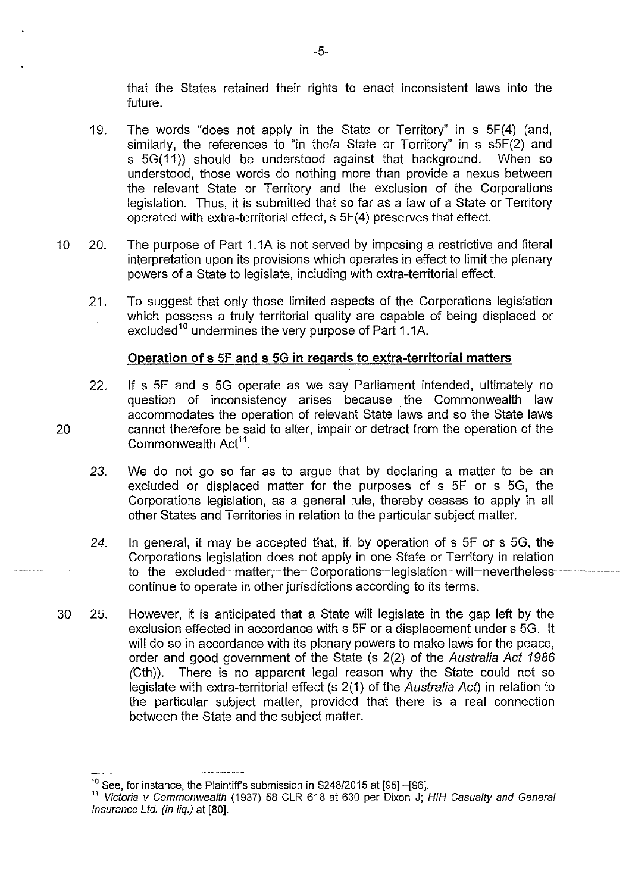that the States retained their rights to enact inconsistent laws into the future.

19. The words "does not apply in the State or Territory" in s 5F(4) (and, similarly, the references to "in the/a State or Territory" in s s5F(2) and s 5G(11)) should be understood against that background. When so understood, those words do nothing more than provide a nexus between the relevant State or Territory and the exclusion of the Corporations legislation. Thus, it is submitted that so far as a law of a State or Territory operated with extra-territorial effect, s 5F(4) preserves that effect.

20. The purpose of Part 1.1A is not served by imposing a restrictive and literal interpretation upon its provisions which operates in effect to limit the plenary powers of a State to legislate, including with extra-territorial effect.

21. To suggest that only those limited aspects of the Corporations legislation which possess a truly territorial quality are capable of being displaced or excluded[10] undermines the very purpose of Part 1.1A.

**Operation of s 5F and s 5G in regards to extra-territorial matters**

22. If s 5F and s 5G operate as we say Parliament intended, ultimately no question of inconsistency arises because the Commonwealth law accommodates the operation of relevant State laws and so the State laws cannot therefore be said to alter, impair or detract from the operation of the Commonwealth Act[11].

23. We do not go so far as to argue that by declaring a matter to be an excluded or displaced matter for the purposes of s 5F or s 5G, the Corporations legislation, as a general rule, thereby ceases to apply in all other States and Territories in relation to the particular subject matter.

24. In general, it may be accepted that, if, by operation of s 5F or s 5G, the Corporations legislation does not apply in one State or Territory in relation to the excluded matter, the Corporations legislation will nevertheless continue to operate in other jurisdictions according to its terms.

25. However, it is anticipated that a State will legislate in the gap left by the exclusion effected in accordance with s 5F or a displacement under s 5G. It will do so in accordance with its plenary powers to make laws for the peace, order and good government of the State (s 2(2) of the *Australia Act 1986* (Cth)). There is no apparent legal reason why the State could not so legislate with extra-territorial effect (s 2(1) of the *Australia Act*) in relation to the particular subject matter, provided that there is a real connection between the State and the subject matter.

---

[10] See, for instance, the Plaintiff's submission in S248/2015 at [95] –[96].

[11] *Victoria v Commonwealth* (1937) 58 CLR 618 at 630 per Dixon J; *HIH Casualty and General Insurance Ltd. (in liq.)* at [80].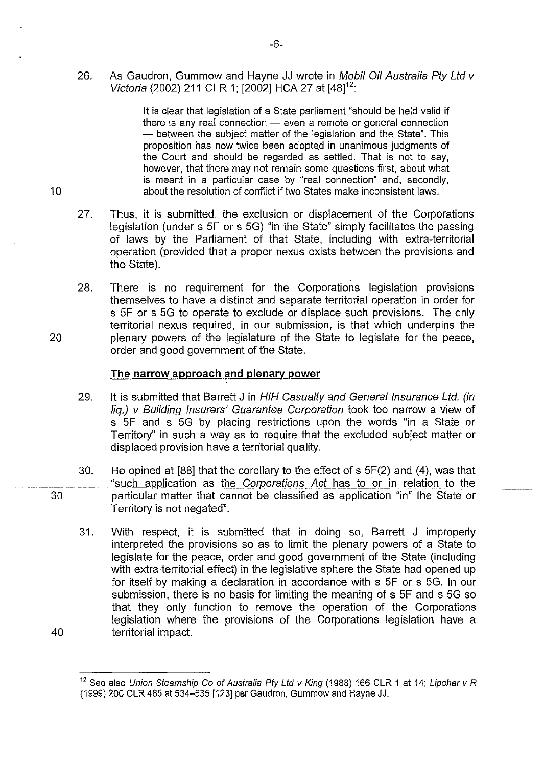26. As Gaudron, Gummow and Hayne JJ wrote in *Mobil Oil Australia Pty Ltd v Victoria* (2002) 211 CLR 1; [2002] HCA 27 at [48][12]:

> It is clear that legislation of a State parliament "should be held valid if there is any real connection — even a remote or general connection — between the subject matter of the legislation and the State". This proposition has now twice been adopted in unanimous judgments of the Court and should be regarded as settled. That is not to say, however, that there may not remain some questions first, about what is meant in a particular case by "real connection" and, secondly, about the resolution of conflict if two States make inconsistent laws.

27. Thus, it is submitted, the exclusion or displacement of the Corporations legislation (under s 5F or s 5G) "in the State" simply facilitates the passing of laws by the Parliament of that State, including with extra-territorial operation (provided that a proper nexus exists between the provisions and the State).

28. There is no requirement for the Corporations legislation provisions themselves to have a distinct and separate territorial operation in order for s 5F or s 5G to operate to exclude or displace such provisions. The only territorial nexus required, in our submission, is that which underpins the plenary powers of the legislature of the State to legislate for the peace, order and good government of the State.

**The narrow approach and plenary power**

29. It is submitted that Barrett J in *HIH Casualty and General Insurance Ltd. (in liq.) v Building Insurers' Guarantee Corporation* took too narrow a view of s 5F and s 5G by placing restrictions upon the words "in a State or Territory" in such a way as to require that the excluded subject matter or displaced provision have a territorial quality.

30. He opined at [88] that the corollary to the effect of s 5F(2) and (4), was that "such application as the *Corporations Act* has to or in relation to the particular matter that cannot be classified as application "in" the State or Territory is not negated".

31. With respect, it is submitted that in doing so, Barrett J improperly interpreted the provisions so as to limit the plenary powers of a State to legislate for the peace, order and good government of the State (including with extra-territorial effect) in the legislative sphere the State had opened up for itself by making a declaration in accordance with s 5F or s 5G. In our submission, there is no basis for limiting the meaning of s 5F and s 5G so that they only function to remove the operation of the Corporations legislation where the provisions of the Corporations legislation have a territorial impact.

---

[12] See also *Union Steamship Co of Australia Pty Ltd v King* (1988) 166 CLR 1 at 14; *Lipohar v R* (1999) 200 CLR 485 at 534–535 [123] per Gaudron, Gummow and Hayne JJ.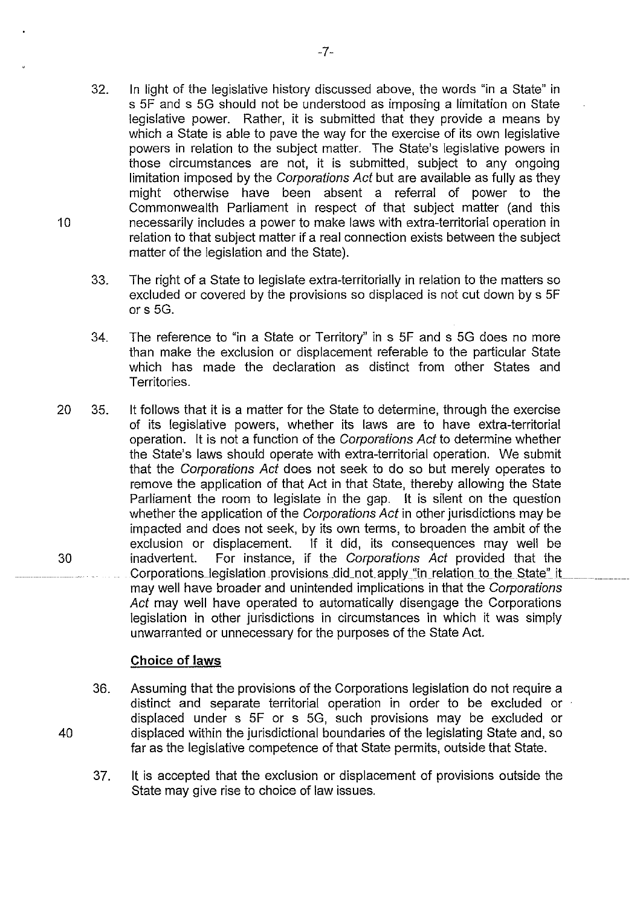32. In light of the legislative history discussed above, the words "in a State" in s 5F and s 5G should not be understood as imposing a limitation on State legislative power. Rather, it is submitted that they provide a means by which a State is able to pave the way for the exercise of its own legislative powers in relation to the subject matter. The State's legislative powers in those circumstances are not, it is submitted, subject to any ongoing limitation imposed by the *Corporations Act* but are available as fully as they might otherwise have been absent a referral of power to the Commonwealth Parliament in respect of that subject matter (and this necessarily includes a power to make laws with extra-territorial operation in relation to that subject matter if a real connection exists between the subject matter of the legislation and the State).

33. The right of a State to legislate extra-territorially in relation to the matters so excluded or covered by the provisions so displaced is not cut down by s 5F or s 5G.

34. The reference to "in a State or Territory" in s 5F and s 5G does no more than make the exclusion or displacement referable to the particular State which has made the declaration as distinct from other States and Territories.

35. It follows that it is a matter for the State to determine, through the exercise of its legislative powers, whether its laws are to have extra-territorial operation. It is not a function of the *Corporations Act* to determine whether the State's laws should operate with extra-territorial operation. We submit that the *Corporations Act* does not seek to do so but merely operates to remove the application of that Act in that State, thereby allowing the State Parliament the room to legislate in the gap. It is silent on the question whether the application of the *Corporations Act* in other jurisdictions may be impacted and does not seek, by its own terms, to broaden the ambit of the exclusion or displacement. If it did, its consequences may well be inadvertent. For instance, if the *Corporations Act* provided that the Corporations legislation provisions did not apply "in relation to the State" it may well have broader and unintended implications in that the *Corporations Act* may well have operated to automatically disengage the Corporations legislation in other jurisdictions in circumstances in which it was simply unwarranted or unnecessary for the purposes of the State Act.

**Choice of laws**

36. Assuming that the provisions of the Corporations legislation do not require a distinct and separate territorial operation in order to be excluded or displaced under s 5F or s 5G, such provisions may be excluded or displaced within the jurisdictional boundaries of the legislating State and, so far as the legislative competence of that State permits, outside that State.

37. It is accepted that the exclusion or displacement of provisions outside the State may give rise to choice of law issues.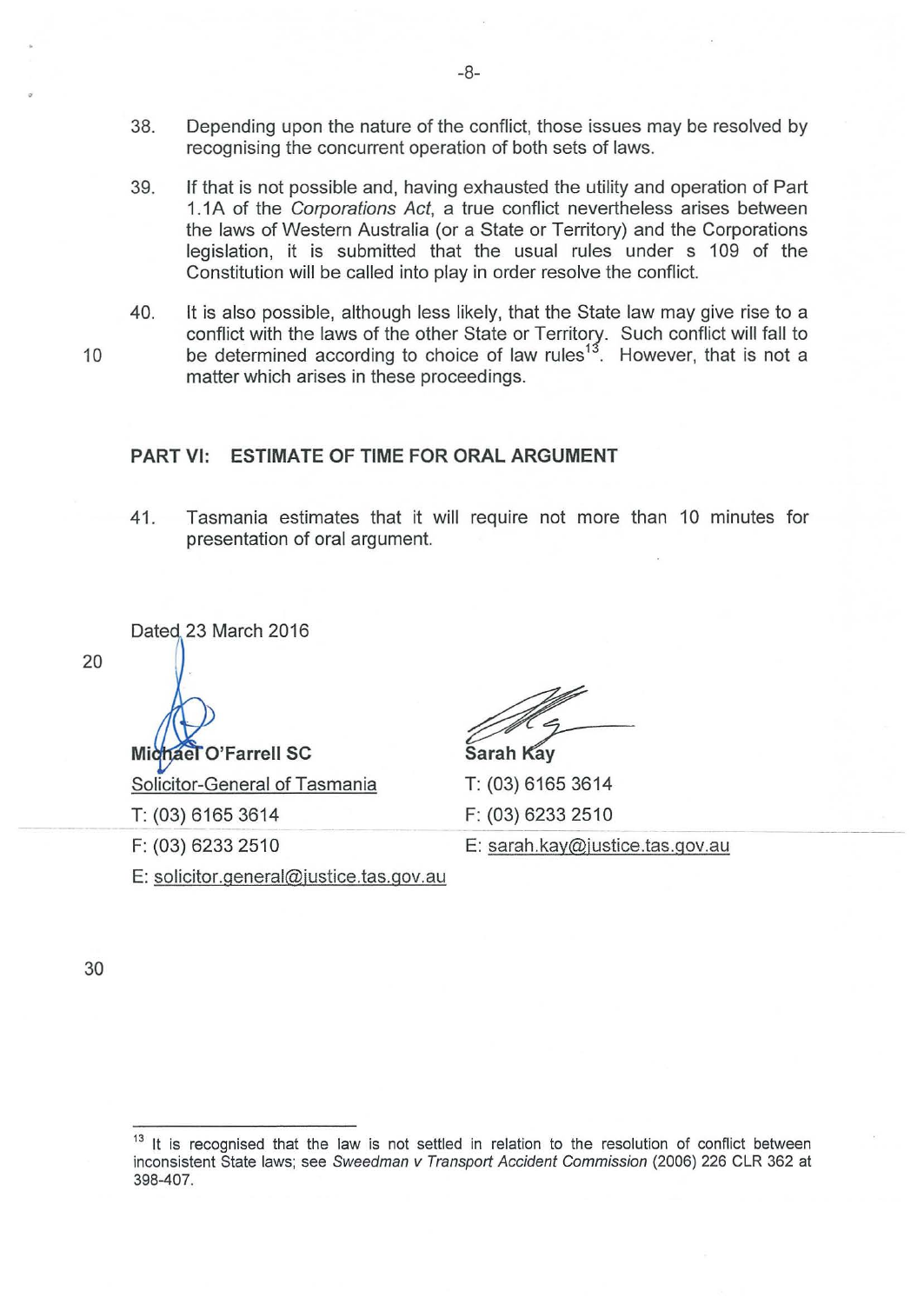38. Depending upon the nature of the conflict, those issues may be resolved by recognising the concurrent operation of both sets of laws.

39. If that is not possible and, having exhausted the utility and operation of Part 1.1A of the *Corporations Act*, a true conflict nevertheless arises between the laws of Western Australia (or a State or Territory) and the Corporations legislation, it is submitted that the usual rules under s 109 of the Constitution will be called into play in order resolve the conflict.

40. It is also possible, although less likely, that the State law may give rise to a conflict with the laws of the other State or Territory. Such conflict will fall to be determined according to choice of law rules[13]. However, that is not a matter which arises in these proceedings.

## PART VI: ESTIMATE OF TIME FOR ORAL ARGUMENT

41. Tasmania estimates that it will require not more than 10 minutes for presentation of oral argument.

Dated 23 March 2016

**Michael O'Farrell SC**
Solicitor-General of Tasmania
T: (03) 6165 3614
F: (03) 6233 2510
E: solicitor.general@justice.tas.gov.au

**Sarah Kay**
T: (03) 6165 3614
F: (03) 6233 2510
E: sarah.kay@justice.tas.gov.au

[13] It is recognised that the law is not settled in relation to the resolution of conflict between inconsistent State laws; see *Sweedman v Transport Accident Commission* (2006) 226 CLR 362 at 398-407.